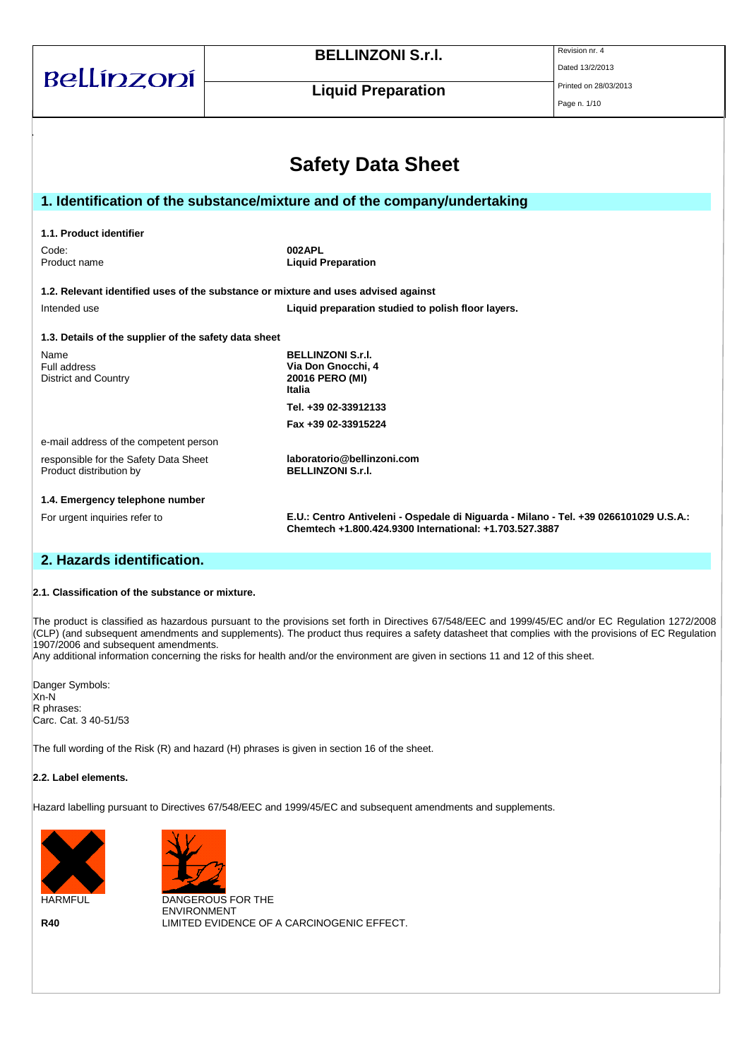# Safety Data Sheet

## 1. Identification of the substance/mixture and of the company/undertaking

### 1.1. Product identifier

| | |
|---|---|
| Code: | **002APL** |
| Product name | **Liquid Preparation** |

### 1.2. Relevant identified uses of the substance or mixture and uses advised against

| | |
|---|---|
| Intended use | **Liquid preparation studied to polish floor layers.** |

### 1.3. Details of the supplier of the safety data sheet

| | |
|---|---|
| Name | **BELLINZONI S.r.l.** |
| Full address | **Via Don Gnocchi, 4** |
| District and Country | **20016 PERO (MI)** |
| | **Italia** |
| | **Tel. +39 02-33912133** |
| | **Fax +39 02-33915224** |
| e-mail address of the competent person | |
| responsible for the Safety Data Sheet | **laboratorio@bellinzoni.com** |
| Product distribution by | **BELLINZONI S.r.l.** |

### 1.4. Emergency telephone number

| | |
|---|---|
| For urgent inquiries refer to | **E.U.: Centro Antiveleni - Ospedale di Niguarda - Milano - Tel. +39 0266101029 U.S.A.: Chemtech +1.800.424.9300 International: +1.703.527.3887** |

## 2. Hazards identification.

### 2.1. Classification of the substance or mixture.

The product is classified as hazardous pursuant to the provisions set forth in Directives 67/548/EEC and 1999/45/EC and/or EC Regulation 1272/2008 (CLP) (and subsequent amendments and supplements). The product thus requires a safety datasheet that complies with the provisions of EC Regulation 1907/2006 and subsequent amendments.
Any additional information concerning the risks for health and/or the environment are given in sections 11 and 12 of this sheet.

Danger Symbols:
Xn-N
R phrases:
Carc. Cat. 3 40-51/53

The full wording of the Risk (R) and hazard (H) phrases is given in section 16 of the sheet.

### 2.2. Label elements.

Hazard labelling pursuant to Directives 67/548/EEC and 1999/45/EC and subsequent amendments and supplements.

HARMFUL

DANGEROUS FOR THE ENVIRONMENT

**R40** LIMITED EVIDENCE OF A CARCINOGENIC EFFECT.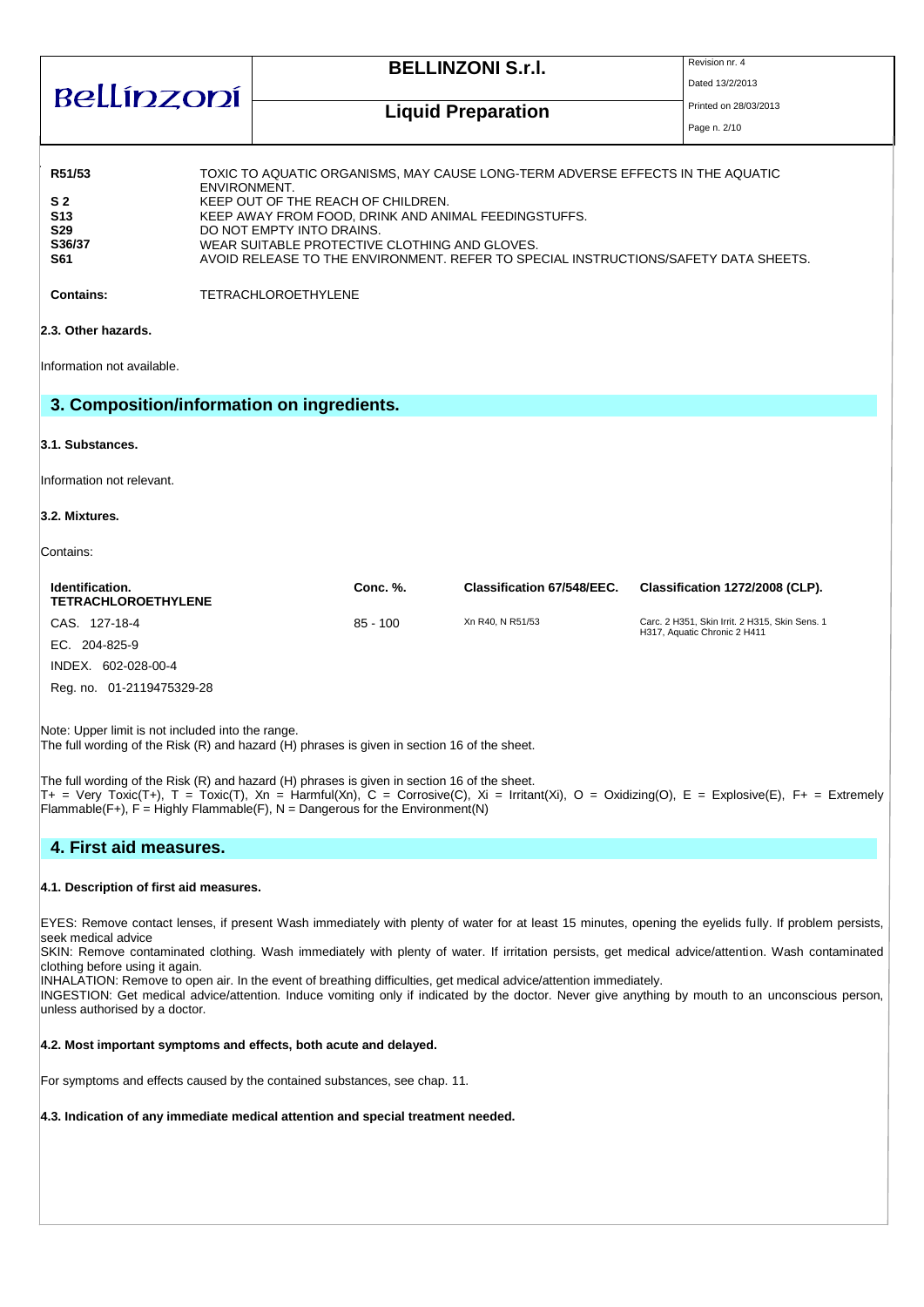| | |
|---|---|
| **R51/53** | TOXIC TO AQUATIC ORGANISMS, MAY CAUSE LONG-TERM ADVERSE EFFECTS IN THE AQUATIC ENVIRONMENT. |
| **S 2** | KEEP OUT OF THE REACH OF CHILDREN. |
| **S13** | KEEP AWAY FROM FOOD, DRINK AND ANIMAL FEEDINGSTUFFS. |
| **S29** | DO NOT EMPTY INTO DRAINS. |
| **S36/37** | WEAR SUITABLE PROTECTIVE CLOTHING AND GLOVES. |
| **S61** | AVOID RELEASE TO THE ENVIRONMENT. REFER TO SPECIAL INSTRUCTIONS/SAFETY DATA SHEETS. |

**Contains:** TETRACHLOROETHYLENE

**2.3. Other hazards.**

Information not available.

## 3. Composition/information on ingredients.

**3.1. Substances.**

Information not relevant.

**3.2. Mixtures.**

Contains:

| Identification. TETRACHLOROETHYLENE | Conc. %. | Classification 67/548/EEC. | Classification 1272/2008 (CLP). |
|---|---|---|---|
| CAS. 127-18-4 | 85 - 100 | Xn R40, N R51/53 | Carc. 2 H351, Skin Irrit. 2 H315, Skin Sens. 1 H317, Aquatic Chronic 2 H411 |
| EC. 204-825-9 | | | |
| INDEX. 602-028-00-4 | | | |
| Reg. no. 01-2119475329-28 | | | |

Note: Upper limit is not included into the range.
The full wording of the Risk (R) and hazard (H) phrases is given in section 16 of the sheet.

The full wording of the Risk (R) and hazard (H) phrases is given in section 16 of the sheet.
T+ = Very Toxic(T+), T = Toxic(T), Xn = Harmful(Xn), C = Corrosive(C), Xi = Irritant(Xi), O = Oxidizing(O), E = Explosive(E), F+ = Extremely Flammable(F+), F = Highly Flammable(F), N = Dangerous for the Environment(N)

## 4. First aid measures.

**4.1. Description of first aid measures.**

EYES: Remove contact lenses, if present Wash immediately with plenty of water for at least 15 minutes, opening the eyelids fully. If problem persists, seek medical advice
SKIN: Remove contaminated clothing. Wash immediately with plenty of water. If irritation persists, get medical advice/attention. Wash contaminated clothing before using it again.
INHALATION: Remove to open air. In the event of breathing difficulties, get medical advice/attention immediately.
INGESTION: Get medical advice/attention. Induce vomiting only if indicated by the doctor. Never give anything by mouth to an unconscious person, unless authorised by a doctor.

**4.2. Most important symptoms and effects, both acute and delayed.**

For symptoms and effects caused by the contained substances, see chap. 11.

**4.3. Indication of any immediate medical attention and special treatment needed.**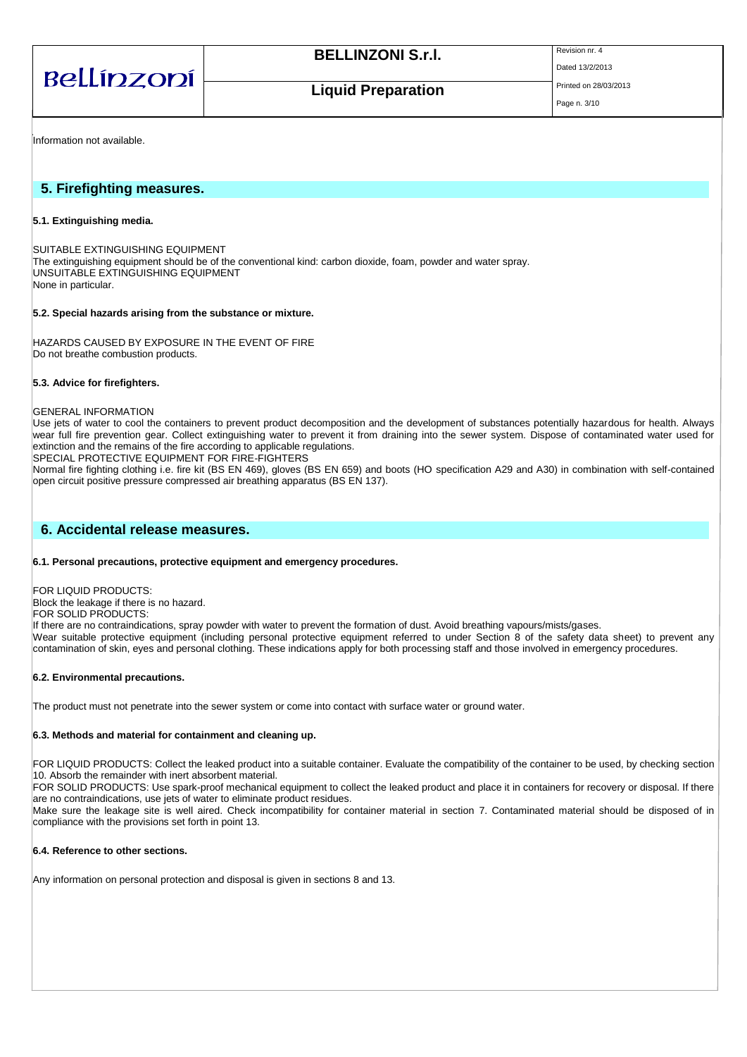Information not available.

## 5. Firefighting measures.

### 5.1. Extinguishing media.

SUITABLE EXTINGUISHING EQUIPMENT
The extinguishing equipment should be of the conventional kind: carbon dioxide, foam, powder and water spray.
UNSUITABLE EXTINGUISHING EQUIPMENT
None in particular.

### 5.2. Special hazards arising from the substance or mixture.

HAZARDS CAUSED BY EXPOSURE IN THE EVENT OF FIRE
Do not breathe combustion products.

### 5.3. Advice for firefighters.

GENERAL INFORMATION
Use jets of water to cool the containers to prevent product decomposition and the development of substances potentially hazardous for health. Always wear full fire prevention gear. Collect extinguishing water to prevent it from draining into the sewer system. Dispose of contaminated water used for extinction and the remains of the fire according to applicable regulations.
SPECIAL PROTECTIVE EQUIPMENT FOR FIRE-FIGHTERS
Normal fire fighting clothing i.e. fire kit (BS EN 469), gloves (BS EN 659) and boots (HO specification A29 and A30) in combination with self-contained open circuit positive pressure compressed air breathing apparatus (BS EN 137).

## 6. Accidental release measures.

### 6.1. Personal precautions, protective equipment and emergency procedures.

FOR LIQUID PRODUCTS:
Block the leakage if there is no hazard.
FOR SOLID PRODUCTS:
If there are no contraindications, spray powder with water to prevent the formation of dust. Avoid breathing vapours/mists/gases.
Wear suitable protective equipment (including personal protective equipment referred to under Section 8 of the safety data sheet) to prevent any contamination of skin, eyes and personal clothing. These indications apply for both processing staff and those involved in emergency procedures.

### 6.2. Environmental precautions.

The product must not penetrate into the sewer system or come into contact with surface water or ground water.

### 6.3. Methods and material for containment and cleaning up.

FOR LIQUID PRODUCTS: Collect the leaked product into a suitable container. Evaluate the compatibility of the container to be used, by checking section 10. Absorb the remainder with inert absorbent material.
FOR SOLID PRODUCTS: Use spark-proof mechanical equipment to collect the leaked product and place it in containers for recovery or disposal. If there are no contraindications, use jets of water to eliminate product residues.
Make sure the leakage site is well aired. Check incompatibility for container material in section 7. Contaminated material should be disposed of in compliance with the provisions set forth in point 13.

### 6.4. Reference to other sections.

Any information on personal protection and disposal is given in sections 8 and 13.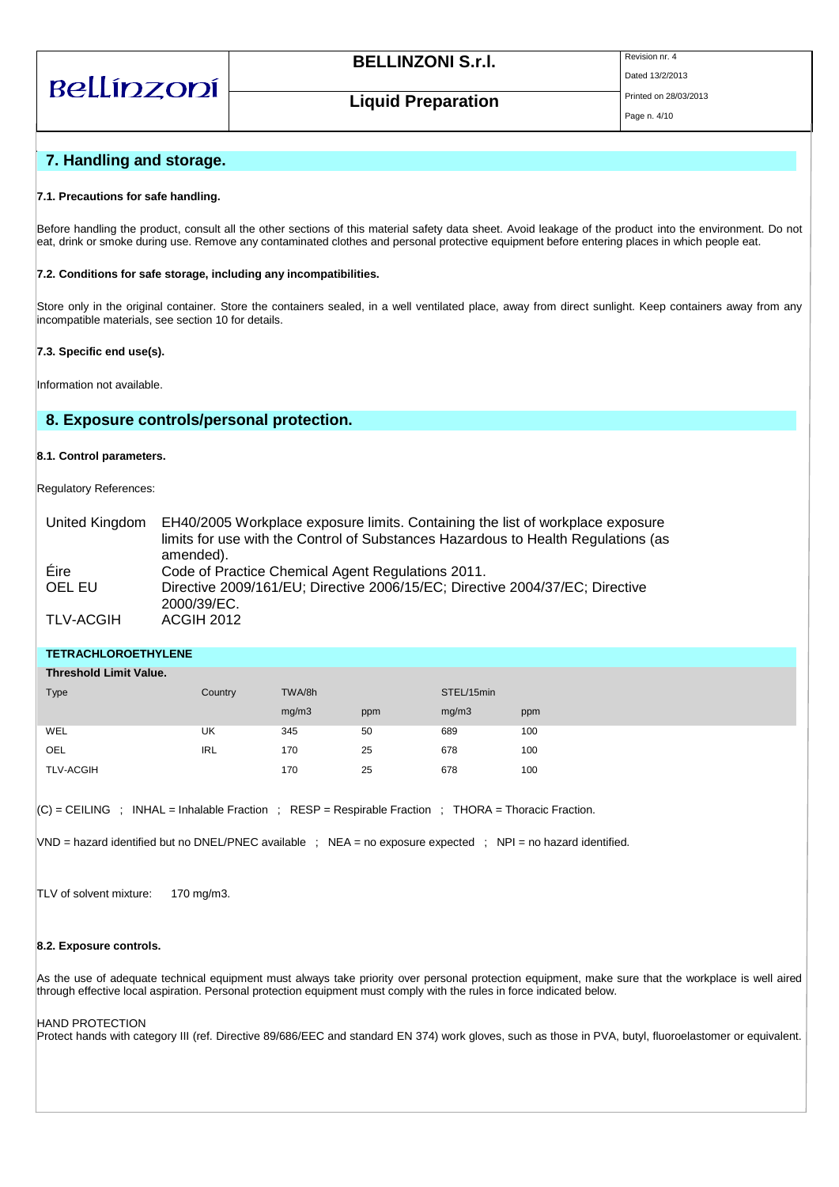## 7. Handling and storage.

### 7.1. Precautions for safe handling.

Before handling the product, consult all the other sections of this material safety data sheet. Avoid leakage of the product into the environment. Do not eat, drink or smoke during use. Remove any contaminated clothes and personal protective equipment before entering places in which people eat.

### 7.2. Conditions for safe storage, including any incompatibilities.

Store only in the original container. Store the containers sealed, in a well ventilated place, away from direct sunlight. Keep containers away from any incompatible materials, see section 10 for details.

### 7.3. Specific end use(s).

Information not available.

## 8. Exposure controls/personal protection.

### 8.1. Control parameters.

Regulatory References:

| | |
|---|---|
| United Kingdom | EH40/2005 Workplace exposure limits. Containing the list of workplace exposure limits for use with the Control of Substances Hazardous to Health Regulations (as amended). |
| Éire | Code of Practice Chemical Agent Regulations 2011. |
| OEL EU | Directive 2009/161/EU; Directive 2006/15/EC; Directive 2004/37/EC; Directive 2000/39/EC. |
| TLV-ACGIH | ACGIH 2012 |

**TETRACHLOROETHYLENE**

**Threshold Limit Value.**

| Type | Country | TWA/8h | | STEL/15min | |
|---|---|---|---|---|---|
| | | mg/m3 | ppm | mg/m3 | ppm |
| WEL | UK | 345 | 50 | 689 | 100 |
| OEL | IRL | 170 | 25 | 678 | 100 |
| TLV-ACGIH | | 170 | 25 | 678 | 100 |

(C) = CEILING ; INHAL = Inhalable Fraction ; RESP = Respirable Fraction ; THORA = Thoracic Fraction.

VND = hazard identified but no DNEL/PNEC available ; NEA = no exposure expected ; NPI = no hazard identified.

TLV of solvent mixture: 170 mg/m3.

### 8.2. Exposure controls.

As the use of adequate technical equipment must always take priority over personal protection equipment, make sure that the workplace is well aired through effective local aspiration. Personal protection equipment must comply with the rules in force indicated below.

HAND PROTECTION
Protect hands with category III (ref. Directive 89/686/EEC and standard EN 374) work gloves, such as those in PVA, butyl, fluoroelastomer or equivalent.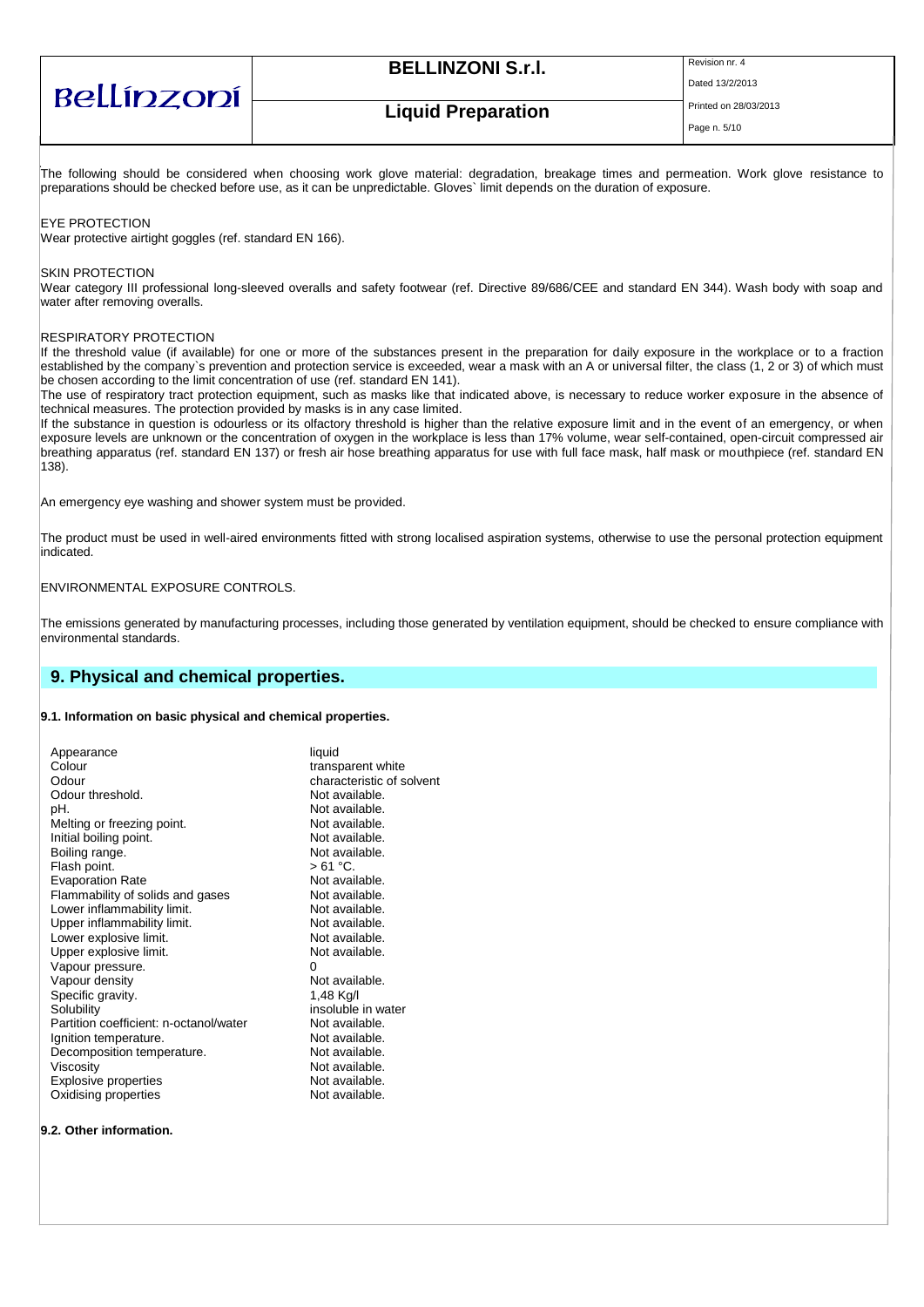The following should be considered when choosing work glove material: degradation, breakage times and permeation. Work glove resistance to preparations should be checked before use, as it can be unpredictable. Gloves` limit depends on the duration of exposure.

EYE PROTECTION
Wear protective airtight goggles (ref. standard EN 166).

SKIN PROTECTION
Wear category III professional long-sleeved overalls and safety footwear (ref. Directive 89/686/CEE and standard EN 344). Wash body with soap and water after removing overalls.

RESPIRATORY PROTECTION
If the threshold value (if available) for one or more of the substances present in the preparation for daily exposure in the workplace or to a fraction established by the company`s prevention and protection service is exceeded, wear a mask with an A or universal filter, the class (1, 2 or 3) of which must be chosen according to the limit concentration of use (ref. standard EN 141).
The use of respiratory tract protection equipment, such as masks like that indicated above, is necessary to reduce worker exposure in the absence of technical measures. The protection provided by masks is in any case limited.
If the substance in question is odourless or its olfactory threshold is higher than the relative exposure limit and in the event of an emergency, or when exposure levels are unknown or the concentration of oxygen in the workplace is less than 17% volume, wear self-contained, open-circuit compressed air breathing apparatus (ref. standard EN 137) or fresh air hose breathing apparatus for use with full face mask, half mask or mouthpiece (ref. standard EN 138).

An emergency eye washing and shower system must be provided.

The product must be used in well-aired environments fitted with strong localised aspiration systems, otherwise to use the personal protection equipment indicated.

ENVIRONMENTAL EXPOSURE CONTROLS.

The emissions generated by manufacturing processes, including those generated by ventilation equipment, should be checked to ensure compliance with environmental standards.

## 9. Physical and chemical properties.

**9.1. Information on basic physical and chemical properties.**

| Property | Value |
|---|---|
| Appearance | liquid |
| Colour | transparent white |
| Odour | characteristic of solvent |
| Odour threshold. | Not available. |
| pH. | Not available. |
| Melting or freezing point. | Not available. |
| Initial boiling point. | Not available. |
| Boiling range. | Not available. |
| Flash point. | > 61 °C. |
| Evaporation Rate | Not available. |
| Flammability of solids and gases | Not available. |
| Lower inflammability limit. | Not available. |
| Upper inflammability limit. | Not available. |
| Lower explosive limit. | Not available. |
| Upper explosive limit. | Not available. |
| Vapour pressure. | 0 |
| Vapour density | Not available. |
| Specific gravity. | 1,48 Kg/l |
| Solubility | insoluble in water |
| Partition coefficient: n-octanol/water | Not available. |
| Ignition temperature. | Not available. |
| Decomposition temperature. | Not available. |
| Viscosity | Not available. |
| Explosive properties | Not available. |
| Oxidising properties | Not available. |

**9.2. Other information.**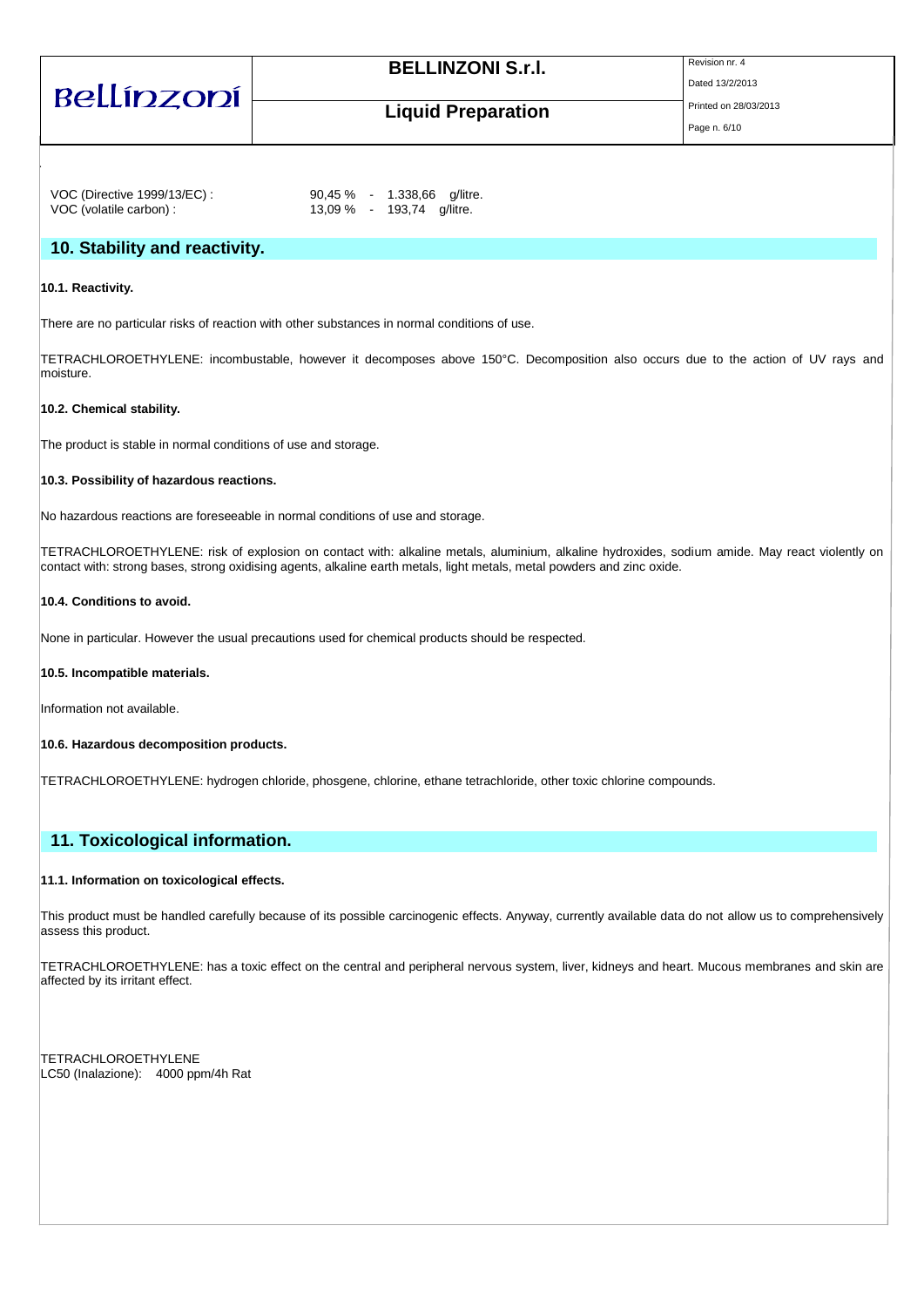VOC (Directive 1999/13/EC) : 90,45 % - 1.338,66 g/litre.
VOC (volatile carbon) : 13,09 % - 193,74 g/litre.

## 10. Stability and reactivity.

**10.1. Reactivity.**

There are no particular risks of reaction with other substances in normal conditions of use.

TETRACHLOROETHYLENE: incombustable, however it decomposes above 150°C. Decomposition also occurs due to the action of UV rays and moisture.

**10.2. Chemical stability.**

The product is stable in normal conditions of use and storage.

**10.3. Possibility of hazardous reactions.**

No hazardous reactions are foreseeable in normal conditions of use and storage.

TETRACHLOROETHYLENE: risk of explosion on contact with: alkaline metals, aluminium, alkaline hydroxides, sodium amide. May react violently on contact with: strong bases, strong oxidising agents, alkaline earth metals, light metals, metal powders and zinc oxide.

**10.4. Conditions to avoid.**

None in particular. However the usual precautions used for chemical products should be respected.

**10.5. Incompatible materials.**

Information not available.

**10.6. Hazardous decomposition products.**

TETRACHLOROETHYLENE: hydrogen chloride, phosgene, chlorine, ethane tetrachloride, other toxic chlorine compounds.

## 11. Toxicological information.

**11.1. Information on toxicological effects.**

This product must be handled carefully because of its possible carcinogenic effects. Anyway, currently available data do not allow us to comprehensively assess this product.

TETRACHLOROETHYLENE: has a toxic effect on the central and peripheral nervous system, liver, kidneys and heart. Mucous membranes and skin are affected by its irritant effect.

TETRACHLOROETHYLENE
LC50 (Inalazione): 4000 ppm/4h Rat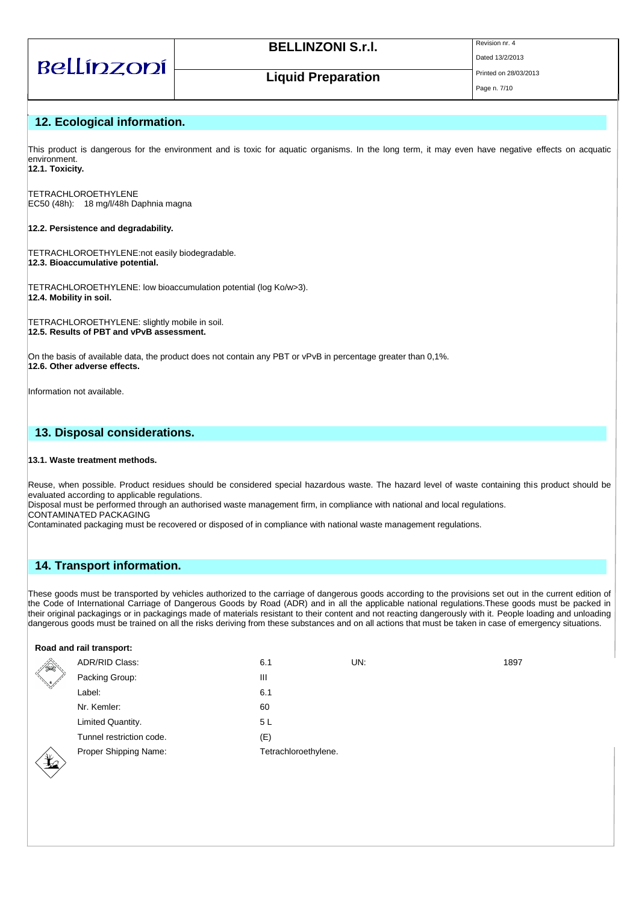## 12. Ecological information.

This product is dangerous for the environment and is toxic for aquatic organisms. In the long term, it may even have negative effects on acquatic environment.

**12.1. Toxicity.**

TETRACHLOROETHYLENE
EC50 (48h): 18 mg/l/48h Daphnia magna

**12.2. Persistence and degradability.**

TETRACHLOROETHYLENE:not easily biodegradable.

**12.3. Bioaccumulative potential.**

TETRACHLOROETHYLENE: low bioaccumulation potential (log Ko/w>3).

**12.4. Mobility in soil.**

TETRACHLOROETHYLENE: slightly mobile in soil.

**12.5. Results of PBT and vPvB assessment.**

On the basis of available data, the product does not contain any PBT or vPvB in percentage greater than 0,1%.

**12.6. Other adverse effects.**

Information not available.

## 13. Disposal considerations.

**13.1. Waste treatment methods.**

Reuse, when possible. Product residues should be considered special hazardous waste. The hazard level of waste containing this product should be evaluated according to applicable regulations.
Disposal must be performed through an authorised waste management firm, in compliance with national and local regulations.
CONTAMINATED PACKAGING
Contaminated packaging must be recovered or disposed of in compliance with national waste management regulations.

## 14. Transport information.

These goods must be transported by vehicles authorized to the carriage of dangerous goods according to the provisions set out in the current edition of the Code of International Carriage of Dangerous Goods by Road (ADR) and in all the applicable national regulations.These goods must be packed in their original packagings or in packagings made of materials resistant to their content and not reacting dangerously with it. People loading and unloading dangerous goods must be trained on all the risks deriving from these substances and on all actions that must be taken in case of emergency situations.

**Road and rail transport:**

| | | | |
|---|---|---|---|
| ADR/RID Class: | 6.1 | UN: | 1897 |
| Packing Group: | III | | |
| Label: | 6.1 | | |
| Nr. Kemler: | 60 | | |
| Limited Quantity. | 5 L | | |
| Tunnel restriction code. | (E) | | |
| Proper Shipping Name: | Tetrachloroethylene. | | |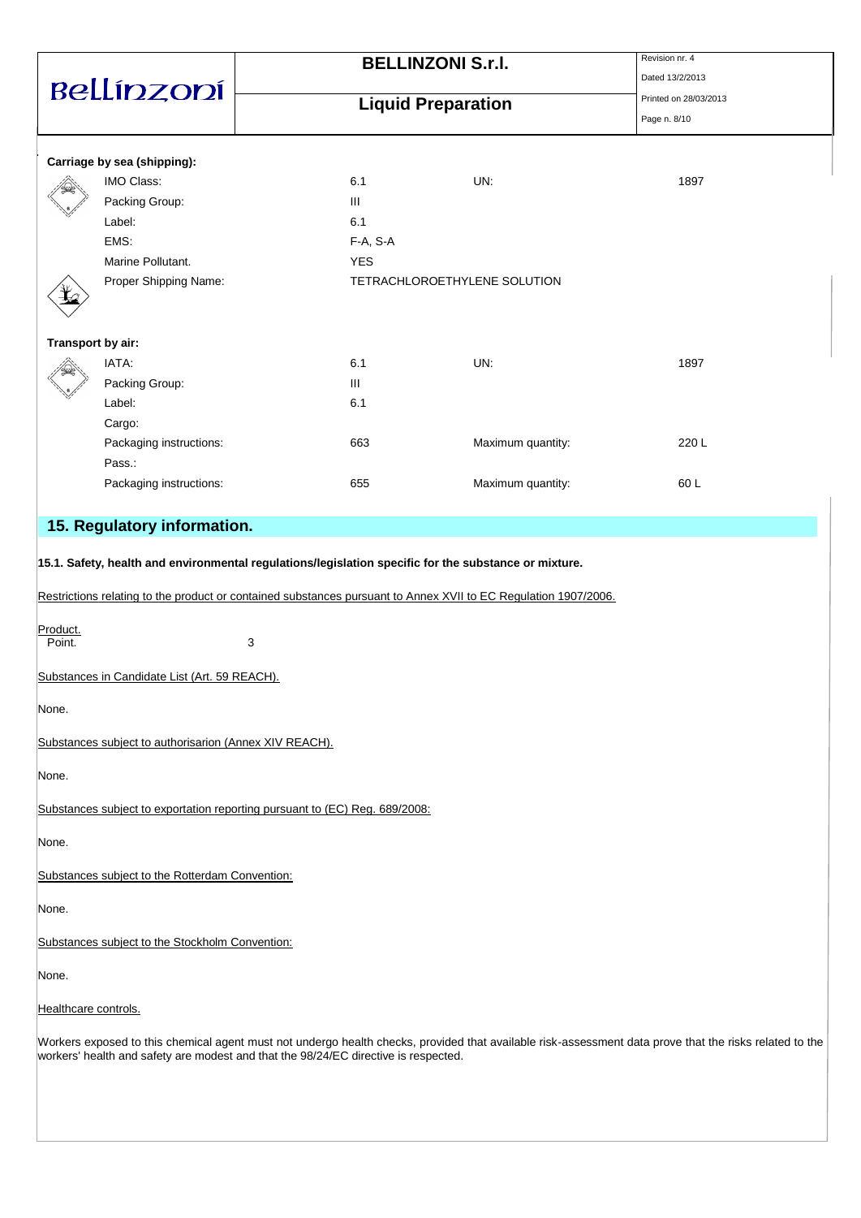**Carriage by sea (shipping):**

| | | | |
|---|---|---|---|
| IMO Class: | 6.1 | UN: | 1897 |
| Packing Group: | III | | |
| Label: | 6.1 | | |
| EMS: | F-A, S-A | | |
| Marine Pollutant. | YES | | |
| Proper Shipping Name: | TETRACHLOROETHYLENE SOLUTION | | |

**Transport by air:**

| | | | |
|---|---|---|---|
| IATA: | 6.1 | UN: | 1897 |
| Packing Group: | III | | |
| Label: | 6.1 | | |
| Cargo: | | | |
| Packaging instructions: | 663 | Maximum quantity: | 220 L |
| Pass.: | | | |
| Packaging instructions: | 655 | Maximum quantity: | 60 L |

## 15. Regulatory information.

**15.1. Safety, health and environmental regulations/legislation specific for the substance or mixture.**

Restrictions relating to the product or contained substances pursuant to Annex XVII to EC Regulation 1907/2006.

Product.
Point. 3

Substances in Candidate List (Art. 59 REACH).

None.

Substances subject to authorisarion (Annex XIV REACH).

None.

Substances subject to exportation reporting pursuant to (EC) Reg. 689/2008:

None.

Substances subject to the Rotterdam Convention:

None.

Substances subject to the Stockholm Convention:

None.

Healthcare controls.

Workers exposed to this chemical agent must not undergo health checks, provided that available risk-assessment data prove that the risks related to the workers' health and safety are modest and that the 98/24/EC directive is respected.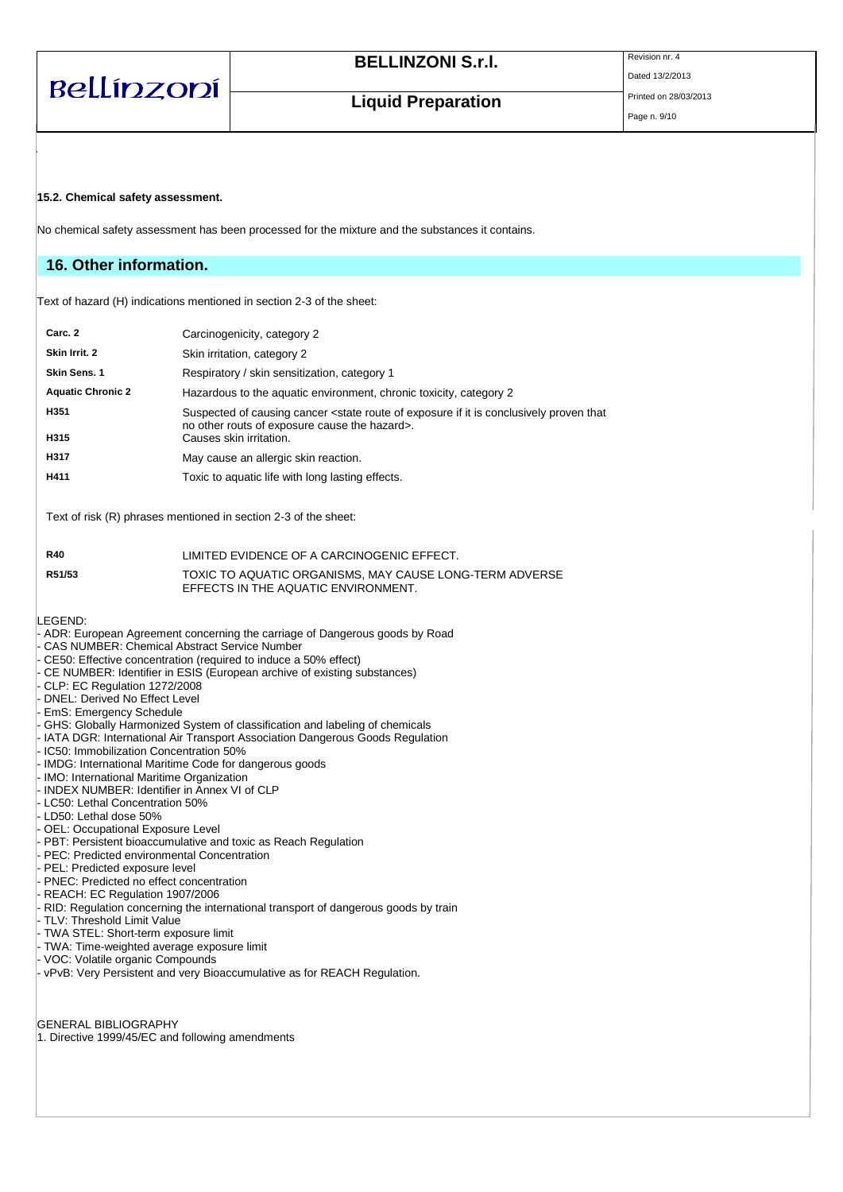**15.2. Chemical safety assessment.**

No chemical safety assessment has been processed for the mixture and the substances it contains.

## 16. Other information.

Text of hazard (H) indications mentioned in section 2-3 of the sheet:

| | |
|---|---|
| **Carc. 2** | Carcinogenicity, category 2 |
| **Skin Irrit. 2** | Skin irritation, category 2 |
| **Skin Sens. 1** | Respiratory / skin sensitization, category 1 |
| **Aquatic Chronic 2** | Hazardous to the aquatic environment, chronic toxicity, category 2 |
| **H351** | Suspected of causing cancer <state route of exposure if it is conclusively proven that no other routs of exposure cause the hazard>. |
| **H315** | Causes skin irritation. |
| **H317** | May cause an allergic skin reaction. |
| **H411** | Toxic to aquatic life with long lasting effects. |

Text of risk (R) phrases mentioned in section 2-3 of the sheet:

| | |
|---|---|
| **R40** | LIMITED EVIDENCE OF A CARCINOGENIC EFFECT. |
| **R51/53** | TOXIC TO AQUATIC ORGANISMS, MAY CAUSE LONG-TERM ADVERSE EFFECTS IN THE AQUATIC ENVIRONMENT. |

LEGEND:
- ADR: European Agreement concerning the carriage of Dangerous goods by Road
- CAS NUMBER: Chemical Abstract Service Number
- CE50: Effective concentration (required to induce a 50% effect)
- CE NUMBER: Identifier in ESIS (European archive of existing substances)
- CLP: EC Regulation 1272/2008
- DNEL: Derived No Effect Level
- EmS: Emergency Schedule
- GHS: Globally Harmonized System of classification and labeling of chemicals
- IATA DGR: International Air Transport Association Dangerous Goods Regulation
- IC50: Immobilization Concentration 50%
- IMDG: International Maritime Code for dangerous goods
- IMO: International Maritime Organization
- INDEX NUMBER: Identifier in Annex VI of CLP
- LC50: Lethal Concentration 50%
- LD50: Lethal dose 50%
- OEL: Occupational Exposure Level
- PBT: Persistent bioaccumulative and toxic as Reach Regulation
- PEC: Predicted environmental Concentration
- PEL: Predicted exposure level
- PNEC: Predicted no effect concentration
- REACH: EC Regulation 1907/2006
- RID: Regulation concerning the international transport of dangerous goods by train
- TLV: Threshold Limit Value
- TWA STEL: Short-term exposure limit
- TWA: Time-weighted average exposure limit
- VOC: Volatile organic Compounds
- vPvB: Very Persistent and very Bioaccumulative as for REACH Regulation.

GENERAL BIBLIOGRAPHY
1. Directive 1999/45/EC and following amendments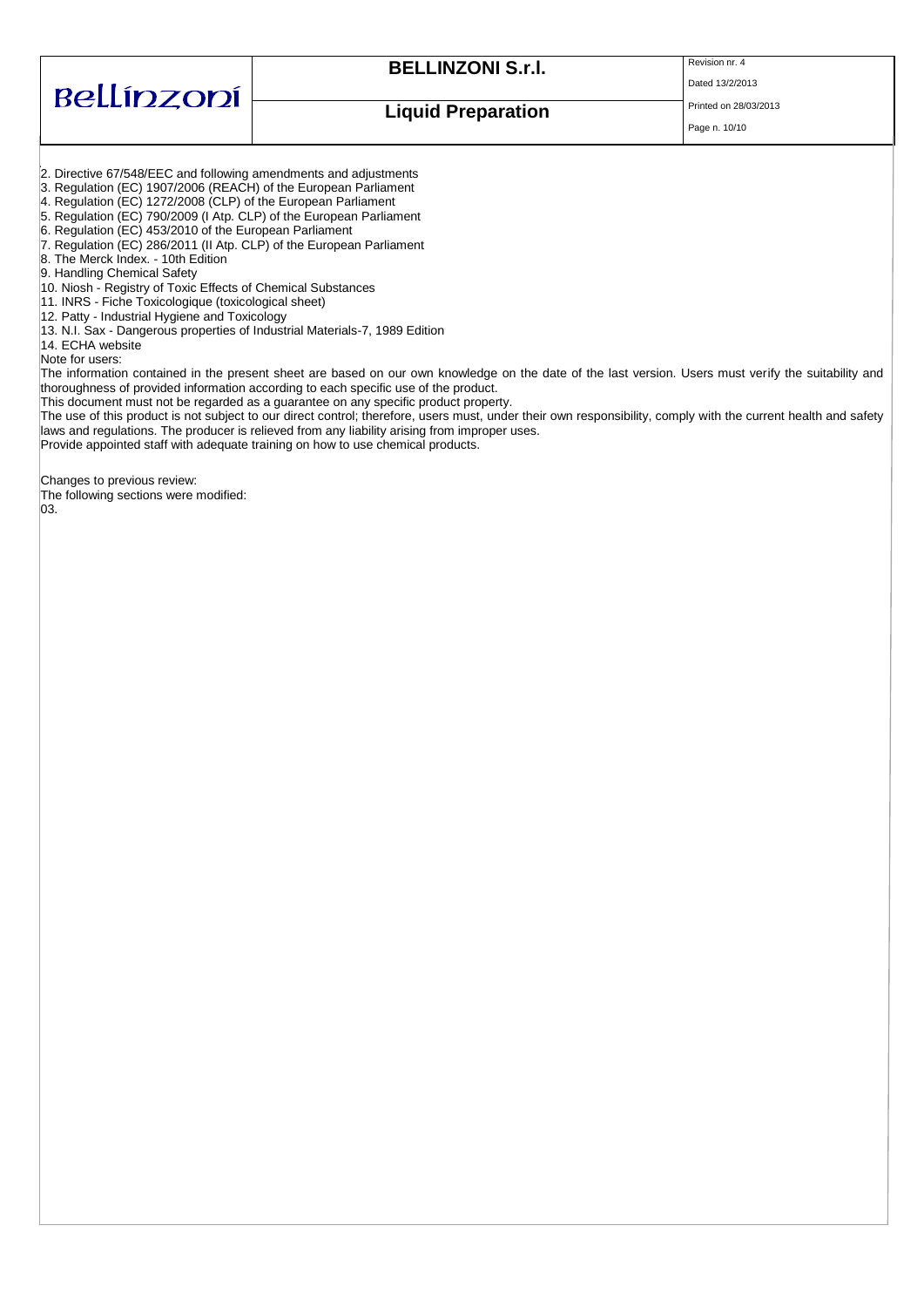2. Directive 67/548/EEC and following amendments and adjustments
3. Regulation (EC) 1907/2006 (REACH) of the European Parliament
4. Regulation (EC) 1272/2008 (CLP) of the European Parliament
5. Regulation (EC) 790/2009 (I Atp. CLP) of the European Parliament
6. Regulation (EC) 453/2010 of the European Parliament
7. Regulation (EC) 286/2011 (II Atp. CLP) of the European Parliament
8. The Merck Index. - 10th Edition
9. Handling Chemical Safety
10. Niosh - Registry of Toxic Effects of Chemical Substances
11. INRS - Fiche Toxicologique (toxicological sheet)
12. Patty - Industrial Hygiene and Toxicology
13. N.I. Sax - Dangerous properties of Industrial Materials-7, 1989 Edition
14. ECHA website

Note for users:

The information contained in the present sheet are based on our own knowledge on the date of the last version. Users must verify the suitability and thoroughness of provided information according to each specific use of the product.

This document must not be regarded as a guarantee on any specific product property.

The use of this product is not subject to our direct control; therefore, users must, under their own responsibility, comply with the current health and safety laws and regulations. The producer is relieved from any liability arising from improper uses.

Provide appointed staff with adequate training on how to use chemical products.

Changes to previous review:

The following sections were modified:

03.